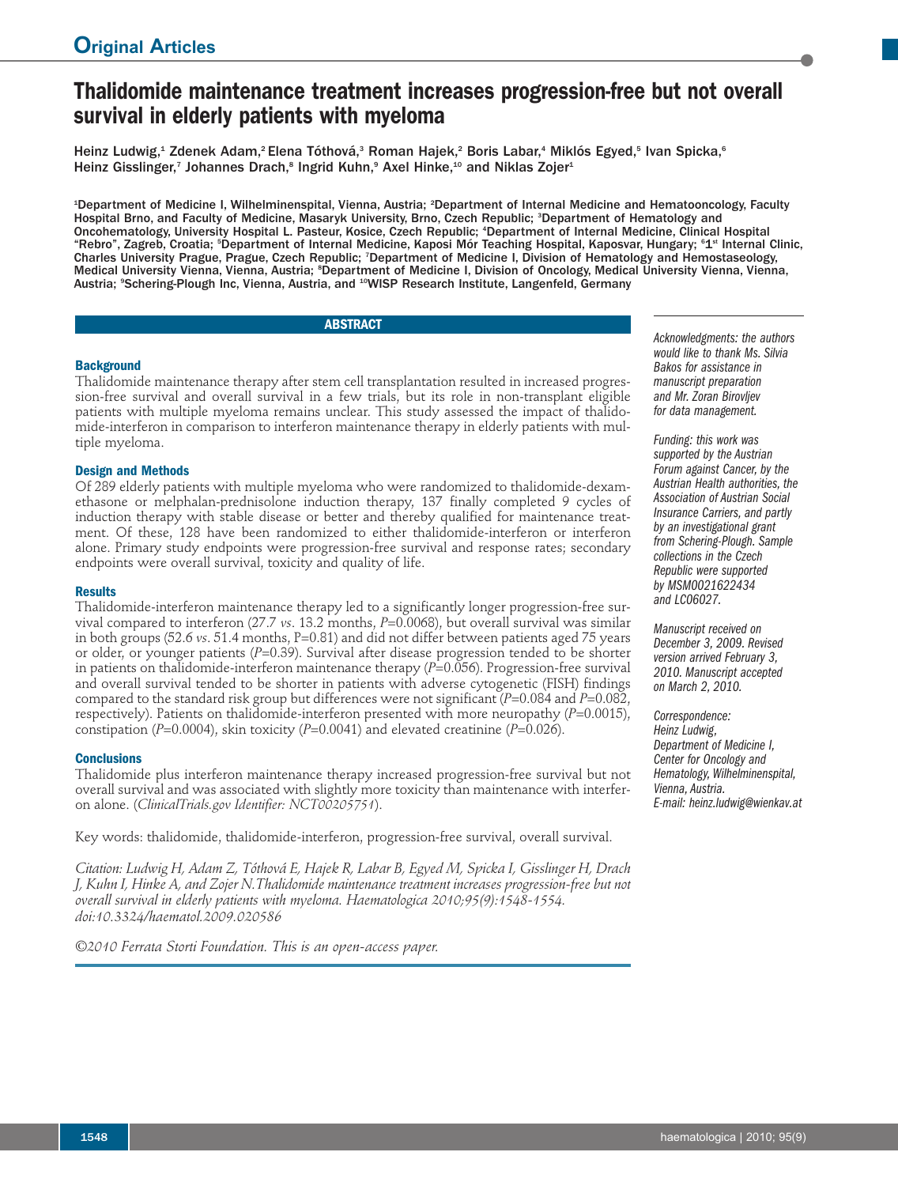# Thalidomide maintenance treatment increases progression-free but not overall survival in elderly patients with myeloma

Heinz Ludwig,[1] Zdenek Adam,[2] Elena Tóthová,[3] Roman Hajek,[2] Boris Labar,[4] Miklós Egyed,[5] Ivan Spicka,[6] Heinz Gisslinger,[7] Johannes Drach,[8] Ingrid Kuhn,[9] Axel Hinke,[10] and Niklas Zojer[1]

[1]Department of Medicine I, Wilhelminenspital, Vienna, Austria; [2]Department of Internal Medicine and Hematooncology, Faculty Hospital Brno, and Faculty of Medicine, Masaryk University, Brno, Czech Republic; [3]Department of Hematology and Oncohematology, University Hospital L. Pasteur, Kosice, Czech Republic; [4]Department of Internal Medicine, Clinical Hospital "Rebro", Zagreb, Croatia; [5]Department of Internal Medicine, Kaposi Mór Teaching Hospital, Kaposvar, Hungary; [6]1st Internal Clinic, Charles University Prague, Prague, Czech Republic; [7]Department of Medicine I, Division of Hematology and Hemostaseology, Medical University Vienna, Vienna, Austria; [8]Department of Medicine I, Division of Oncology, Medical University Vienna, Vienna, Austria; [9]Schering-Plough Inc, Vienna, Austria, and [10]WISP Research Institute, Langenfeld, Germany

## ABSTRACT

### Background

Thalidomide maintenance therapy after stem cell transplantation resulted in increased progression-free survival and overall survival in a few trials, but its role in non-transplant eligible patients with multiple myeloma remains unclear. This study assessed the impact of thalidomide-interferon in comparison to interferon maintenance therapy in elderly patients with multiple myeloma.

### Design and Methods

Of 289 elderly patients with multiple myeloma who were randomized to thalidomide-dexamethasone or melphalan-prednisolone induction therapy, 137 finally completed 9 cycles of induction therapy with stable disease or better and thereby qualified for maintenance treatment. Of these, 128 have been randomized to either thalidomide-interferon or interferon alone. Primary study endpoints were progression-free survival and response rates; secondary endpoints were overall survival, toxicity and quality of life.

### Results

Thalidomide-interferon maintenance therapy led to a significantly longer progression-free survival compared to interferon (27.7 *vs*. 13.2 months, $P$=0.0068), but overall survival was similar in both groups (52.6 *vs*. 51.4 months, P=0.81) and did not differ between patients aged 75 years or older, or younger patients ($P$=0.39). Survival after disease progression tended to be shorter in patients on thalidomide-interferon maintenance therapy ($P$=0.056). Progression-free survival and overall survival tended to be shorter in patients with adverse cytogenetic (FISH) findings compared to the standard risk group but differences were not significant ($P$=0.084 and $P$=0.082, respectively). Patients on thalidomide-interferon presented with more neuropathy ($P$=0.0015), constipation ($P$=0.0004), skin toxicity ($P$=0.0041) and elevated creatinine ($P$=0.026).

### Conclusions

Thalidomide plus interferon maintenance therapy increased progression-free survival but not overall survival and was associated with slightly more toxicity than maintenance with interferon alone. (*ClinicalTrials.gov Identifier: NCT00205751*).

Key words: thalidomide, thalidomide-interferon, progression-free survival, overall survival.

*Citation: Ludwig H, Adam Z, Tóthová E, Hajek R, Labar B, Egyed M, Spicka I, Gisslinger H, Drach J, Kuhn I, Hinke A, and Zojer N. Thalidomide maintenance treatment increases progression-free but not overall survival in elderly patients with myeloma. Haematologica 2010;95(9):1548-1554. doi:10.3324/haematol.2009.020586*

*©2010 Ferrata Storti Foundation. This is an open-access paper.*

*Acknowledgments: the authors would like to thank Ms. Silvia Bakos for assistance in manuscript preparation and Mr. Zoran Birovljev for data management.*

*Funding: this work was supported by the Austrian Forum against Cancer, by the Austrian Health authorities, the Association of Austrian Social Insurance Carriers, and partly by an investigational grant from Schering-Plough. Sample collections in the Czech Republic were supported by MSM0021622434 and LC06027.*

*Manuscript received on December 3, 2009. Revised version arrived February 3, 2010. Manuscript accepted on March 2, 2010.*

*Correspondence: Heinz Ludwig, Department of Medicine I, Center for Oncology and Hematology, Wilhelminenspital, Vienna, Austria. E-mail: heinz.ludwig@wienkav.at*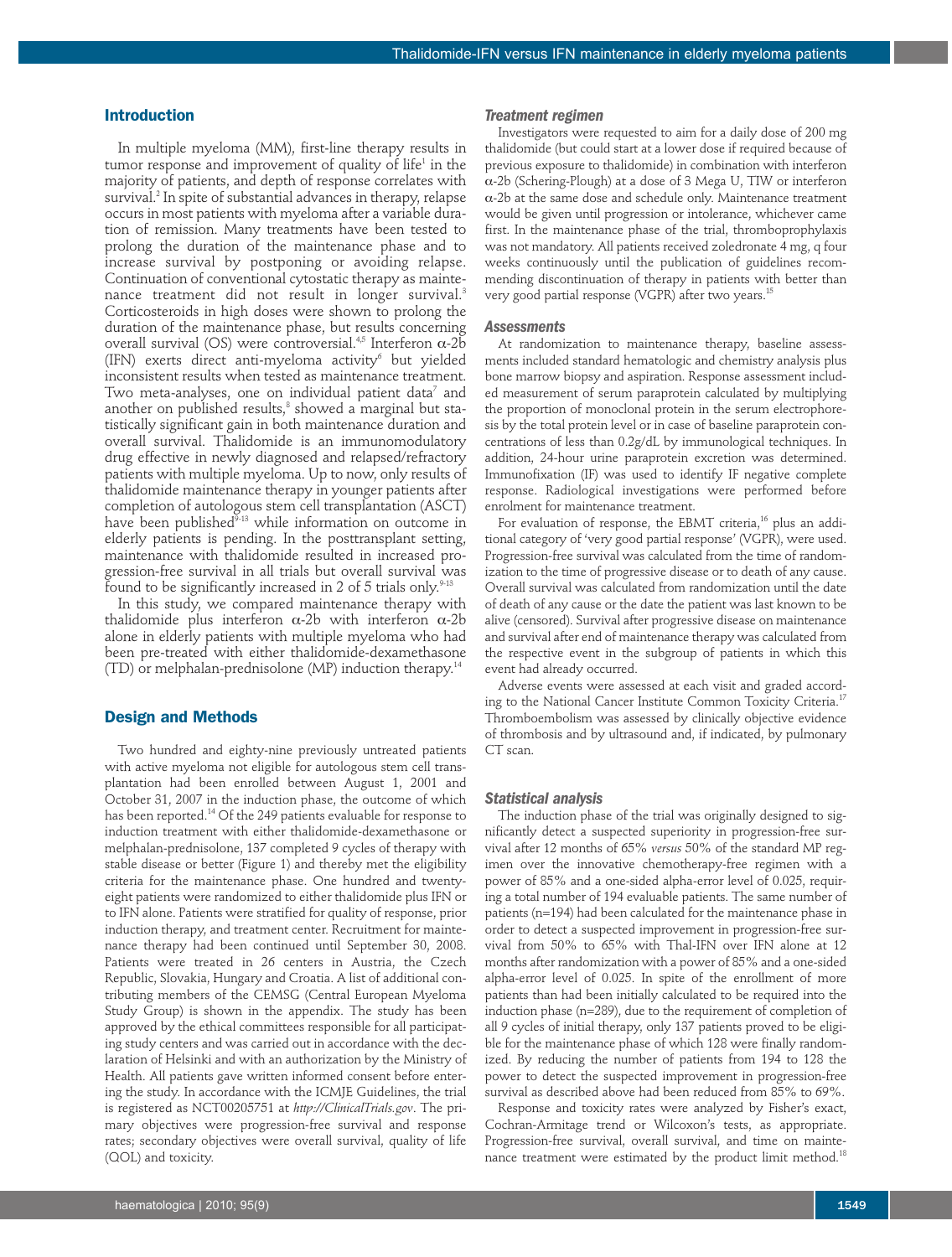## Introduction

In multiple myeloma (MM), first-line therapy results in tumor response and improvement of quality of life[1] in the majority of patients, and depth of response correlates with survival.[2] In spite of substantial advances in therapy, relapse occurs in most patients with myeloma after a variable duration of remission. Many treatments have been tested to prolong the duration of the maintenance phase and to increase survival by postponing or avoiding relapse. Continuation of conventional cytostatic therapy as maintenance treatment did not result in longer survival.[3] Corticosteroids in high doses were shown to prolong the duration of the maintenance phase, but results concerning overall survival (OS) were controversial.[4,5] Interferon α-2b (IFN) exerts direct anti-myeloma activity[6] but yielded inconsistent results when tested as maintenance treatment. Two meta-analyses, one on individual patient data[7] and another on published results,[8] showed a marginal but statistically significant gain in both maintenance duration and overall survival. Thalidomide is an immunomodulatory drug effective in newly diagnosed and relapsed/refractory patients with multiple myeloma. Up to now, only results of thalidomide maintenance therapy in younger patients after completion of autologous stem cell transplantation (ASCT) have been published[9-13] while information on outcome in elderly patients is pending. In the posttransplant setting, maintenance with thalidomide resulted in increased progression-free survival in all trials but overall survival was found to be significantly increased in 2 of 5 trials only.[9-13]

In this study, we compared maintenance therapy with thalidomide plus interferon α-2b with interferon α-2b alone in elderly patients with multiple myeloma who had been pre-treated with either thalidomide-dexamethasone (TD) or melphalan-prednisolone (MP) induction therapy.[14]

## Design and Methods

Two hundred and eighty-nine previously untreated patients with active myeloma not eligible for autologous stem cell transplantation had been enrolled between August 1, 2001 and October 31, 2007 in the induction phase, the outcome of which has been reported.[14] Of the 249 patients evaluable for response to induction treatment with either thalidomide-dexamethasone or melphalan-prednisolone, 137 completed 9 cycles of therapy with stable disease or better (Figure 1) and thereby met the eligibility criteria for the maintenance phase. One hundred and twenty-eight patients were randomized to either thalidomide plus IFN or to IFN alone. Patients were stratified for quality of response, prior induction therapy, and treatment center. Recruitment for maintenance therapy had been continued until September 30, 2008. Patients were treated in 26 centers in Austria, the Czech Republic, Slovakia, Hungary and Croatia. A list of additional contributing members of the CEMSG (Central European Myeloma Study Group) is shown in the appendix. The study has been approved by the ethical committees responsible for all participating study centers and was carried out in accordance with the declaration of Helsinki and with an authorization by the Ministry of Health. All patients gave written informed consent before entering the study. In accordance with the ICMJE Guidelines, the trial is registered as NCT00205751 at *http://ClinicalTrials.gov*. The primary objectives were progression-free survival and response rates; secondary objectives were overall survival, quality of life (QOL) and toxicity.

### Treatment regimen

Investigators were requested to aim for a daily dose of 200 mg thalidomide (but could start at a lower dose if required because of previous exposure to thalidomide) in combination with interferon α-2b (Schering-Plough) at a dose of 3 Mega U, TIW or interferon α-2b at the same dose and schedule only. Maintenance treatment would be given until progression or intolerance, whichever came first. In the maintenance phase of the trial, thromboprophylaxis was not mandatory. All patients received zoledronate 4 mg, q four weeks continuously until the publication of guidelines recommending discontinuation of therapy in patients with better than very good partial response (VGPR) after two years.[15]

### Assessments

At randomization to maintenance therapy, baseline assessments included standard hematologic and chemistry analysis plus bone marrow biopsy and aspiration. Response assessment included measurement of serum paraprotein calculated by multiplying the proportion of monoclonal protein in the serum electrophoresis by the total protein level or in case of baseline paraprotein concentrations of less than 0.2g/dL by immunological techniques. In addition, 24-hour urine paraprotein excretion was determined. Immunofixation (IF) was used to identify IF negative complete response. Radiological investigations were performed before enrolment for maintenance treatment.

For evaluation of response, the EBMT criteria,[16] plus an additional category of 'very good partial response' (VGPR), were used. Progression-free survival was calculated from the time of randomization to the time of progressive disease or to death of any cause. Overall survival was calculated from randomization until the date of death of any cause or the date the patient was last known to be alive (censored). Survival after progressive disease on maintenance and survival after end of maintenance therapy was calculated from the respective event in the subgroup of patients in which this event had already occurred.

Adverse events were assessed at each visit and graded according to the National Cancer Institute Common Toxicity Criteria.[17] Thromboembolism was assessed by clinically objective evidence of thrombosis and by ultrasound and, if indicated, by pulmonary CT scan.

### Statistical analysis

The induction phase of the trial was originally designed to significantly detect a suspected superiority in progression-free survival after 12 months of 65% *versus* 50% of the standard MP regimen over the innovative chemotherapy-free regimen with a power of 85% and a one-sided alpha-error level of 0.025, requiring a total number of 194 evaluable patients. The same number of patients (n=194) had been calculated for the maintenance phase in order to detect a suspected improvement in progression-free survival from 50% to 65% with Thal-IFN over IFN alone at 12 months after randomization with a power of 85% and a one-sided alpha-error level of 0.025. In spite of the enrollment of more patients than had been initially calculated to be required into the induction phase (n=289), due to the requirement of completion of all 9 cycles of initial therapy, only 137 patients proved to be eligible for the maintenance phase of which 128 were finally randomized. By reducing the number of patients from 194 to 128 the power to detect the suspected improvement in progression-free survival as described above had been reduced from 85% to 69%.

Response and toxicity rates were analyzed by Fisher's exact, Cochran-Armitage trend or Wilcoxon's tests, as appropriate. Progression-free survival, overall survival, and time on maintenance treatment were estimated by the product limit method.[18]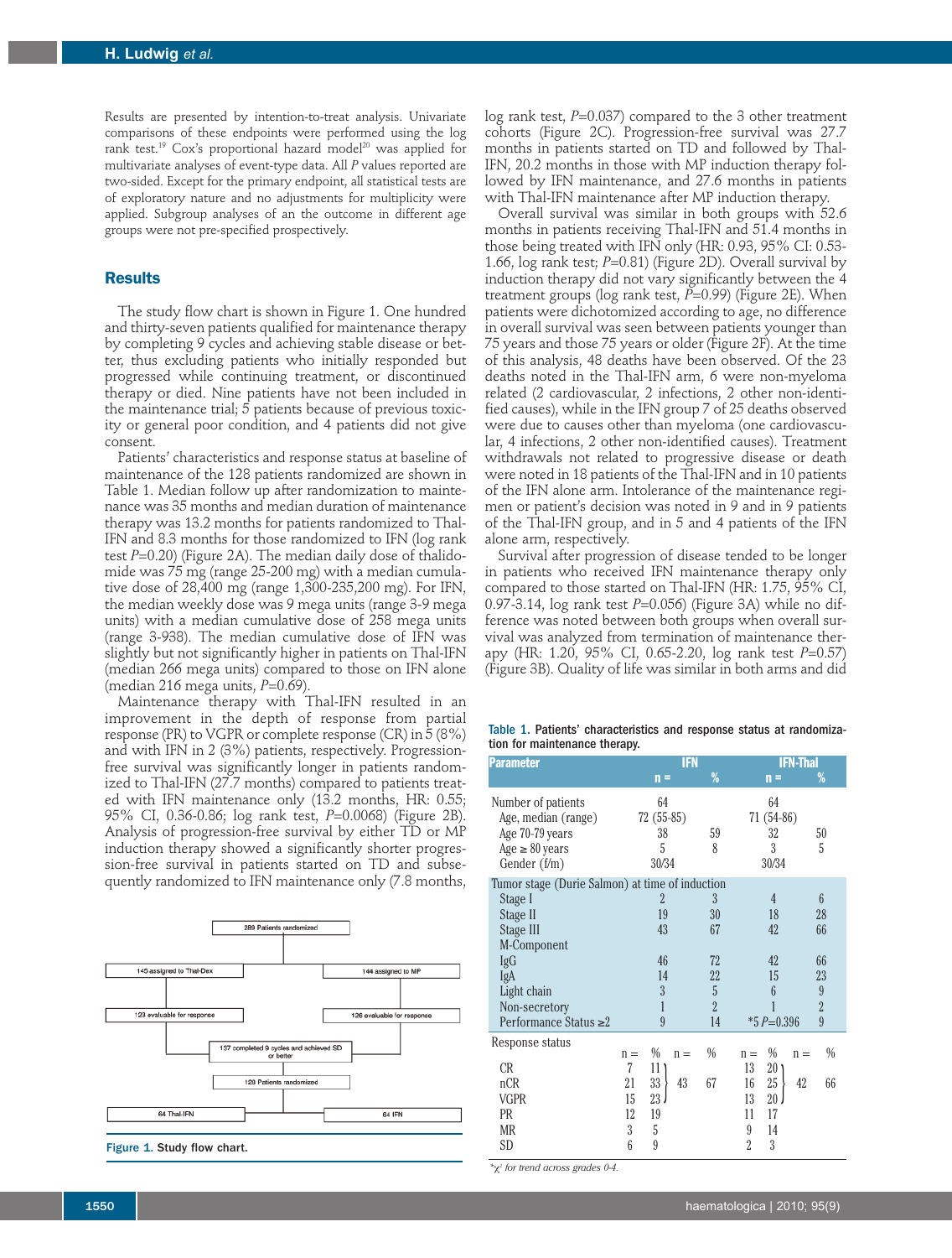Results are presented by intention-to-treat analysis. Univariate comparisons of these endpoints were performed using the log rank test.[19] Cox's proportional hazard model[20] was applied for multivariate analyses of event-type data. All *P* values reported are two-sided. Except for the primary endpoint, all statistical tests are of exploratory nature and no adjustments for multiplicity were applied. Subgroup analyses of an the outcome in different age groups were not pre-specified prospectively.

## Results

The study flow chart is shown in Figure 1. One hundred and thirty-seven patients qualified for maintenance therapy by completing 9 cycles and achieving stable disease or better, thus excluding patients who initially responded but progressed while continuing treatment, or discontinued therapy or died. Nine patients have not been included in the maintenance trial; 5 patients because of previous toxicity or general poor condition, and 4 patients did not give consent.

Patients' characteristics and response status at baseline of maintenance of the 128 patients randomized are shown in Table 1. Median follow up after randomization to maintenance was 35 months and median duration of maintenance therapy was 13.2 months for patients randomized to Thal-IFN and 8.3 months for those randomized to IFN (log rank test *P*=0.20) (Figure 2A). The median daily dose of thalidomide was 75 mg (range 25-200 mg) with a median cumulative dose of 28,400 mg (range 1,300-235,200 mg). For IFN, the median weekly dose was 9 mega units (range 3-9 mega units) with a median cumulative dose of 258 mega units (range 3-938). The median cumulative dose of IFN was slightly but not significantly higher in patients on Thal-IFN (median 266 mega units) compared to those on IFN alone (median 216 mega units, *P*=0.69).

Maintenance therapy with Thal-IFN resulted in an improvement in the depth of response from partial response (PR) to VGPR or complete response (CR) in 5 (8%) and with IFN in 2 (3%) patients, respectively. Progression-free survival was significantly longer in patients randomized to Thal-IFN (27.7 months) compared to patients treated with IFN maintenance only (13.2 months, HR: 0.55; 95% CI, 0.36-0.86; log rank test, *P*=0.0068) (Figure 2B). Analysis of progression-free survival by either TD or MP induction therapy showed a significantly shorter progression-free survival in patients started on TD and subsequently randomized to IFN maintenance only (7.8 months, log rank test, *P*=0.037) compared to the 3 other treatment cohorts (Figure 2C). Progression-free survival was 27.7 months in patients started on TD and followed by Thal-IFN, 20.2 months in those with MP induction therapy followed by IFN maintenance, and 27.6 months in patients with Thal-IFN maintenance after MP induction therapy.

Overall survival was similar in both groups with 52.6 months in patients receiving Thal-IFN and 51.4 months in those being treated with IFN only (HR: 0.93, 95% CI: 0.53-1.66, log rank test; *P*=0.81) (Figure 2D). Overall survival by induction therapy did not vary significantly between the 4 treatment groups (log rank test, *P*=0.99) (Figure 2E). When patients were dichotomized according to age, no difference in overall survival was seen between patients younger than 75 years and those 75 years or older (Figure 2F). At the time of this analysis, 48 deaths have been observed. Of the 23 deaths noted in the Thal-IFN arm, 6 were non-myeloma related (2 cardiovascular, 2 infections, 2 other non-identified causes), while in the IFN group 7 of 25 deaths observed were due to causes other than myeloma (one cardiovascular, 4 infections, 2 other non-identified causes). Treatment withdrawals not related to progressive disease or death were noted in 18 patients of the Thal-IFN and in 10 patients of the IFN alone arm. Intolerance of the maintenance regimen or patient's decision was noted in 9 and in 9 patients of the Thal-IFN group, and in 5 and 4 patients of the IFN alone arm, respectively.

Survival after progression of disease tended to be longer in patients who received IFN maintenance therapy only compared to those started on Thal-IFN (HR: 1.75, 95% CI, 0.97-3.14, log rank test *P*=0.056) (Figure 3A) while no difference was noted between both groups when overall survival was analyzed from termination of maintenance therapy (HR: 1.20, 95% CI, 0.65-2.20, log rank test *P*=0.57) (Figure 3B). Quality of life was similar in both arms and did

```
                 289 Patients randomized
                 /                      \
145 assigned to Thal-Dex          144 assigned to MP
        |                                |
123 evaluable for response        126 evaluable for response
                 \                      /
     137 completed 9 cycles and achieved SD or better
                           |
                128 Patients randomized
                 /                      \
          64 Thal-IFN                 64 IFN
```

**Figure 1.** Study flow chart.

**Table 1.** Patients' characteristics and response status at randomization for maintenance therapy.

| Parameter | IFN n = | IFN % | IFN-Thal n = | IFN-Thal % |
|---|---|---|---|---|
| Number of patients | 64 | | 64 | |
| Age, median (range) | 72 (55-85) | | 71 (54-86) | |
| Age 70-79 years | 38 | 59 | 32 | 50 |
| Age ≥ 80 years | 5 | 8 | 3 | 5 |
| Gender (f/m) | 30/34 | | 30/34 | |
| Tumor stage (Durie Salmon) at time of induction | | | | |
| Stage I | 2 | 3 | 4 | 6 |
| Stage II | 19 | 30 | 18 | 28 |
| Stage III | 43 | 67 | 42 | 66 |
| M-Component | | | | |
| IgG | 46 | 72 | 42 | 66 |
| IgA | 14 | 22 | 15 | 23 |
| Light chain | 3 | 5 | 6 | 9 |
| Non-secretory | 1 | 2 | 1 | 2 |
| Performance Status ≥2 | 9 | 14 | *5 *P*=0.396 | 9 |

| Response status | IFN n = | IFN % | IFN n = | IFN % | IFN-Thal n = | IFN-Thal % | IFN-Thal n = | IFN-Thal % |
|---|---|---|---|---|---|---|---|---|
| CR | 7 | 11 | 43 (CR+nCR+VGPR) | 67 | 13 | 20 | 42 (CR+nCR+VGPR) | 66 |
| nCR | 21 | 33 | | | 16 | 25 | | |
| VGPR | 15 | 23 | | | 13 | 20 | | |
| PR | 12 | 19 | | | 11 | 17 | | |
| MR | 3 | 5 | | | 9 | 14 | | |
| SD | 6 | 9 | | | 2 | 3 | | |

*$\chi^2$ for trend across grades 0-4.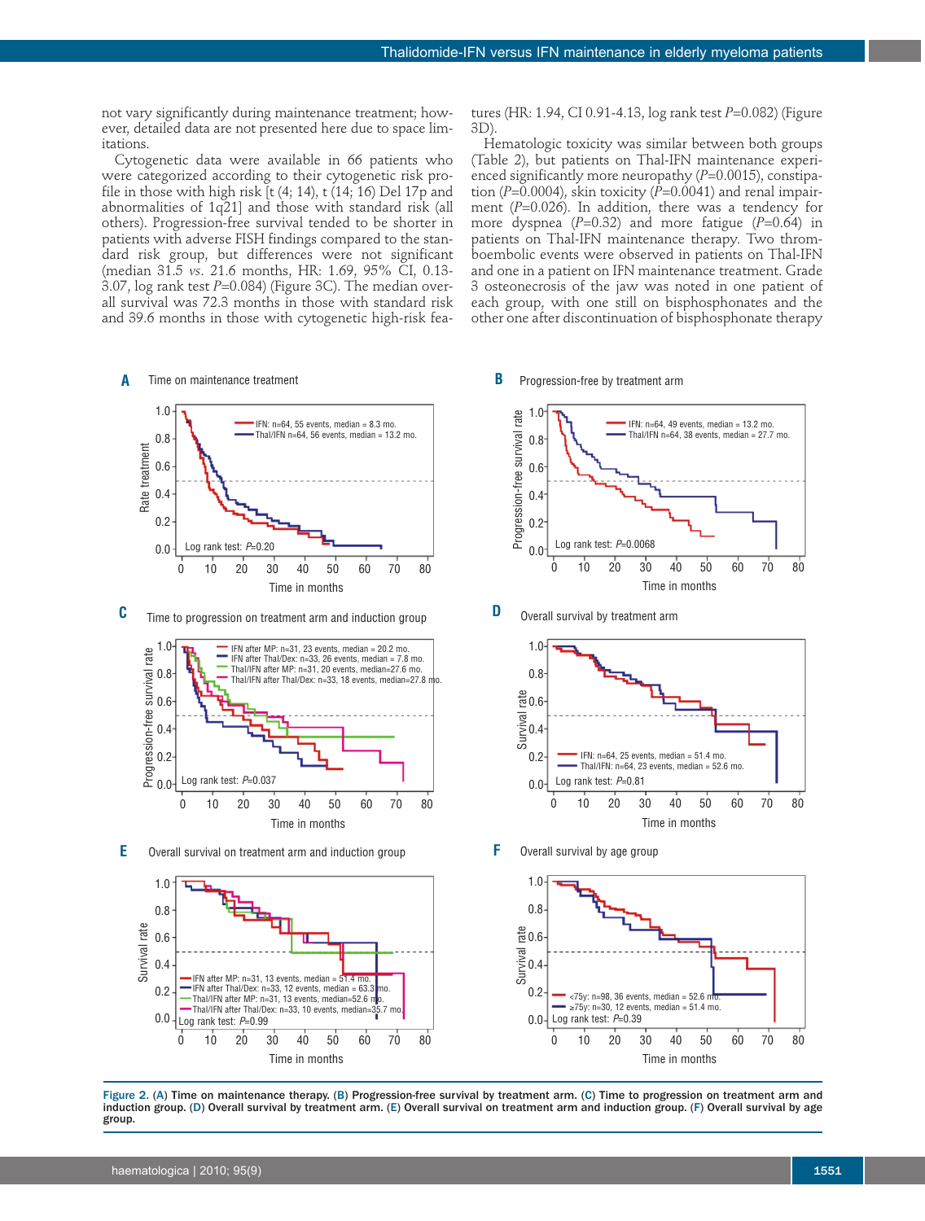not vary significantly during maintenance treatment; however, detailed data are not presented here due to space limitations.

Cytogenetic data were available in 66 patients who were categorized according to their cytogenetic risk profile in those with high risk [t (4; 14), t (14; 16) Del 17p and abnormalities of 1q21] and those with standard risk (all others). Progression-free survival tended to be shorter in patients with adverse FISH findings compared to the standard risk group, but differences were not significant (median 31.5 *vs.* 21.6 months, HR: 1.69, 95% CI, 0.13-3.07, log rank test *P*=0.084) (Figure 3C). The median overall survival was 72.3 months in those with standard risk and 39.6 months in those with cytogenetic high-risk features (HR: 1.94, CI 0.91-4.13, log rank test *P*=0.082) (Figure 3D).

Hematologic toxicity was similar between both groups (Table 2), but patients on Thal-IFN maintenance experienced significantly more neuropathy (*P*=0.0015), constipation (*P*=0.0004), skin toxicity (*P*=0.0041) and renal impairment (*P*=0.026). In addition, there was a tendency for more dyspnea (*P*=0.32) and more fatigue (*P*=0.64) in patients on Thal-IFN maintenance therapy. Two thromboembolic events were observed in patients on Thal-IFN and one in a patient on IFN maintenance treatment. Grade 3 osteonecrosis of the jaw was noted in one patient of each group, with one still on bisphosphonates and the other one after discontinuation of bisphosphonate therapy

Figure 2. (A) Time on maintenance therapy. (B) Progression-free survival by treatment arm. (C) Time to progression on treatment arm and induction group. (D) Overall survival by treatment arm. (E) Overall survival on treatment arm and induction group. (F) Overall survival by age group.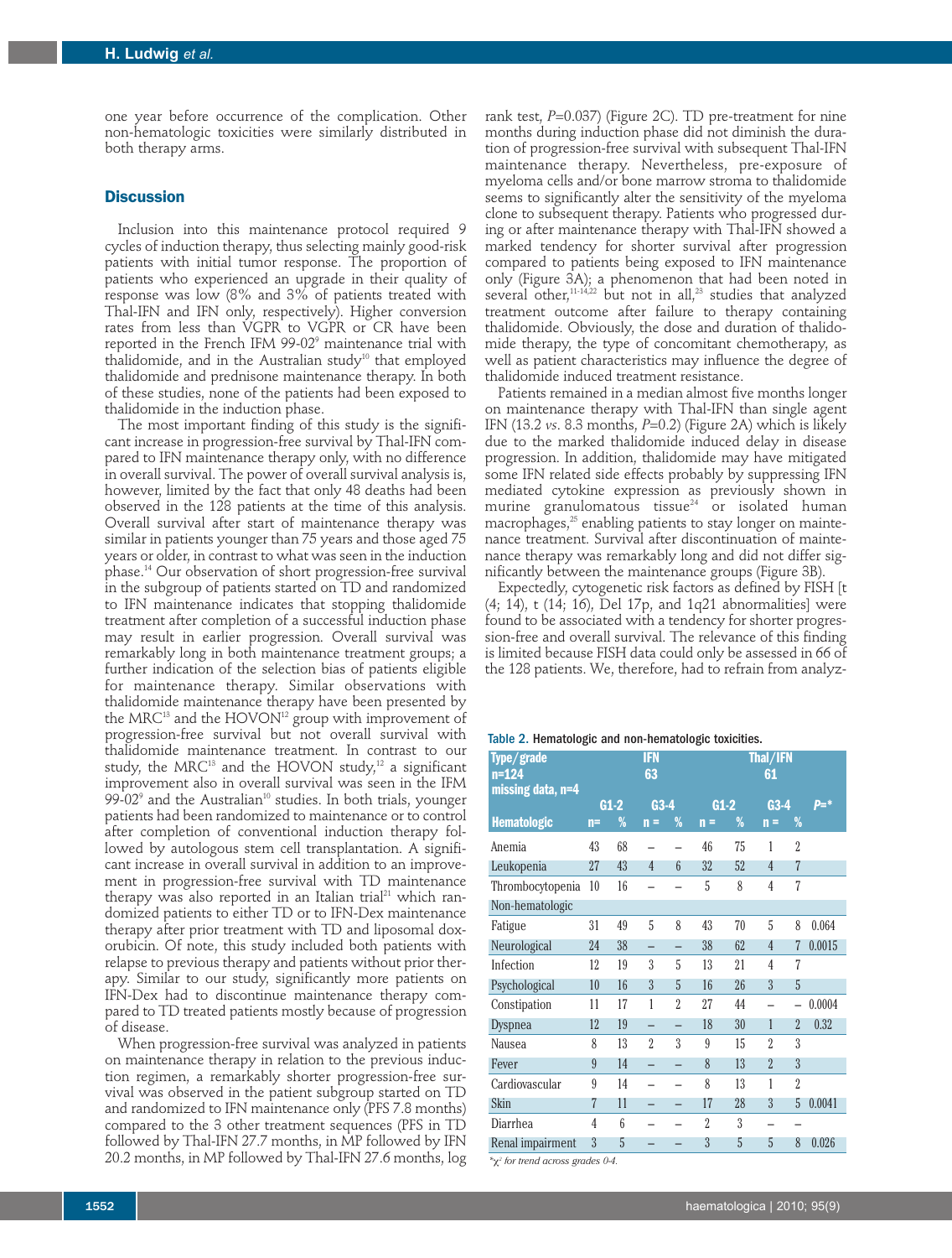one year before occurrence of the complication. Other non-hematologic toxicities were similarly distributed in both therapy arms.

## Discussion

Inclusion into this maintenance protocol required 9 cycles of induction therapy, thus selecting mainly good-risk patients with initial tumor response. The proportion of patients who experienced an upgrade in their quality of response was low (8% and 3% of patients treated with Thal-IFN and IFN only, respectively). Higher conversion rates from less than VGPR to VGPR or CR have been reported in the French IFM 99-02[9] maintenance trial with thalidomide, and in the Australian study[10] that employed thalidomide and prednisone maintenance therapy. In both of these studies, none of the patients had been exposed to thalidomide in the induction phase.

The most important finding of this study is the significant increase in progression-free survival by Thal-IFN compared to IFN maintenance therapy only, with no difference in overall survival. The power of overall survival analysis is, however, limited by the fact that only 48 deaths had been observed in the 128 patients at the time of this analysis. Overall survival after start of maintenance therapy was similar in patients younger than 75 years and those aged 75 years or older, in contrast to what was seen in the induction phase.[14] Our observation of short progression-free survival in the subgroup of patients started on TD and randomized to IFN maintenance indicates that stopping thalidomide treatment after completion of a successful induction phase may result in earlier progression. Overall survival was remarkably long in both maintenance treatment groups; a further indication of the selection bias of patients eligible for maintenance therapy. Similar observations with thalidomide maintenance therapy have been presented by the MRC[13] and the HOVON[12] group with improvement of progression-free survival but not overall survival with thalidomide maintenance treatment. In contrast to our study, the MRC[13] and the HOVON study,[12] a significant improvement also in overall survival was seen in the IFM 99-02[9] and the Australian[10] studies. In both trials, younger patients had been randomized to maintenance or to control after completion of conventional induction therapy followed by autologous stem cell transplantation. A significant increase in overall survival in addition to an improvement in progression-free survival with TD maintenance therapy was also reported in an Italian trial[21] which randomized patients to either TD or to IFN-Dex maintenance therapy after prior treatment with TD and liposomal doxorubicin. Of note, this study included both patients with relapse to previous therapy and patients without prior therapy. Similar to our study, significantly more patients on IFN-Dex had to discontinue maintenance therapy compared to TD treated patients mostly because of progression of disease.

When progression-free survival was analyzed in patients on maintenance therapy in relation to the previous induction regimen, a remarkably shorter progression-free survival was observed in the patient subgroup started on TD and randomized to IFN maintenance only (PFS 7.8 months) compared to the 3 other treatment sequences (PFS in TD followed by Thal-IFN 27.7 months, in MP followed by IFN 20.2 months, in MP followed by Thal-IFN 27.6 months, log rank test, $P$=0.037) (Figure 2C). TD pre-treatment for nine months during induction phase did not diminish the duration of progression-free survival with subsequent Thal-IFN maintenance therapy. Nevertheless, pre-exposure of myeloma cells and/or bone marrow stroma to thalidomide seems to significantly alter the sensitivity of the myeloma clone to subsequent therapy. Patients who progressed during or after maintenance therapy with Thal-IFN showed a marked tendency for shorter survival after progression compared to patients being exposed to IFN maintenance only (Figure 3A); a phenomenon that had been noted in several other,[11-14,22] but not in all,[23] studies that analyzed treatment outcome after failure to therapy containing thalidomide. Obviously, the dose and duration of thalidomide therapy, the type of concomitant chemotherapy, as well as patient characteristics may influence the degree of thalidomide induced treatment resistance.

Patients remained in a median almost five months longer on maintenance therapy with Thal-IFN than single agent IFN (13.2 *vs.* 8.3 months, $P$=0.2) (Figure 2A) which is likely due to the marked thalidomide induced delay in disease progression. In addition, thalidomide may have mitigated some IFN related side effects probably by suppressing IFN mediated cytokine expression as previously shown in murine granulomatous tissue[24] or isolated human macrophages,[25] enabling patients to stay longer on maintenance treatment. Survival after discontinuation of maintenance therapy was remarkably long and did not differ significantly between the maintenance groups (Figure 3B).

Expectedly, cytogenetic risk factors as defined by FISH [t (4; 14), t (14; 16), Del 17p, and 1q21 abnormalities] were found to be associated with a tendency for shorter progression-free and overall survival. The relevance of this finding is limited because FISH data could only be assessed in 66 of the 128 patients. We, therefore, had to refrain from analyz-

**Table 2.** Hematologic and non-hematologic toxicities.

| Type/grade n=124 missing data, n=4 | IFN 63 | | | | Thal/IFN 61 | | | | |
|---|---|---|---|---|---|---|---|---|---|
| | G1-2 | | G3-4 | | G1-2 | | G3-4 | | $P$=* |
| **Hematologic** | n= | % | n = | % | n = | % | n = | % | |
| Anemia | 43 | 68 | – | – | 46 | 75 | 1 | 2 | |
| Leukopenia | 27 | 43 | 4 | 6 | 32 | 52 | 4 | 7 | |
| Thrombocytopenia | 10 | 16 | – | – | 5 | 8 | 4 | 7 | |
| Non-hematologic | | | | | | | | | |
| Fatigue | 31 | 49 | 5 | 8 | 43 | 70 | 5 | 8 | 0.064 |
| Neurological | 24 | 38 | – | – | 38 | 62 | 4 | 7 | 0.0015 |
| Infection | 12 | 19 | 3 | 5 | 13 | 21 | 4 | 7 | |
| Psychological | 10 | 16 | 3 | 5 | 16 | 26 | 3 | 5 | |
| Constipation | 11 | 17 | 1 | 2 | 27 | 44 | – | – | 0.0004 |
| Dyspnea | 12 | 19 | – | – | 18 | 30 | 1 | 2 | 0.32 |
| Nausea | 8 | 13 | 2 | 3 | 9 | 15 | 2 | 3 | |
| Fever | 9 | 14 | – | – | 8 | 13 | 2 | 3 | |
| Cardiovascular | 9 | 14 | – | – | 8 | 13 | 1 | 2 | |
| Skin | 7 | 11 | – | – | 17 | 28 | 3 | 5 | 0.0041 |
| Diarrhea | 4 | 6 | – | – | 2 | 3 | – | – | |
| Renal impairment | 3 | 5 | – | – | 3 | 5 | 5 | 8 | 0.026 |

*$\chi^2$ for trend across grades 0-4.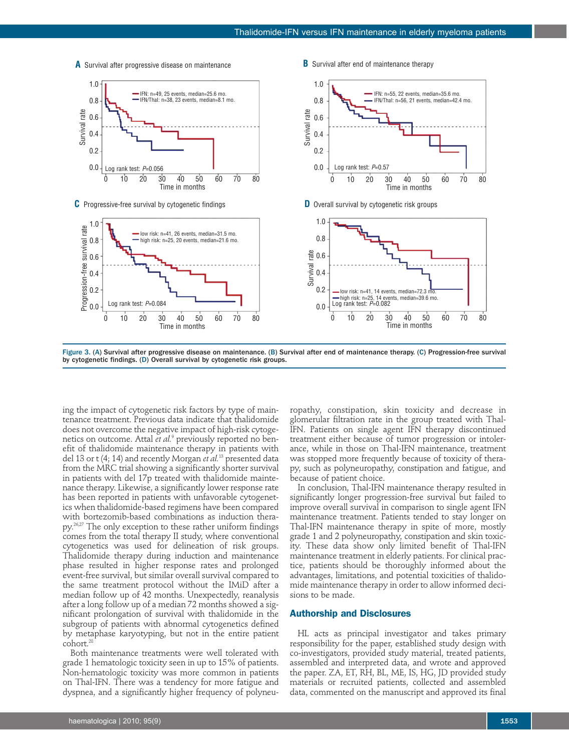Figure 3. (A) Survival after progressive disease on maintenance. (B) Survival after end of maintenance therapy. (C) Progression-free survival by cytogenetic findings. (D) Overall survival by cytogenetic risk groups.

ing the impact of cytogenetic risk factors by type of maintenance treatment. Previous data indicate that thalidomide does not overcome the negative impact of high-risk cytogenetics on outcome. Attal *et al.*[9] previously reported no benefit of thalidomide maintenance therapy in patients with del 13 or t (4; 14) and recently Morgan *et al.*[13] presented data from the MRC trial showing a significantly shorter survival in patients with del 17p treated with thalidomide maintenance therapy. Likewise, a significantly lower response rate has been reported in patients with unfavorable cytogenetics when thalidomide-based regimens have been compared with bortezomib-based combinations as induction therapy.[26,27] The only exception to these rather uniform findings comes from the total therapy II study, where conventional cytogenetics was used for delineation of risk groups. Thalidomide therapy during induction and maintenance phase resulted in higher response rates and prolonged event-free survival, but similar overall survival compared to the same treatment protocol without the IMiD after a median follow up of 42 months. Unexpectedly, reanalysis after a long follow up of a median 72 months showed a significant prolongation of survival with thalidomide in the subgroup of patients with abnormal cytogenetics defined by metaphase karyotyping, but not in the entire patient cohort.[28]

Both maintenance treatments were well tolerated with grade 1 hematologic toxicity seen in up to 15% of patients. Non-hematologic toxicity was more common in patients on Thal-IFN. There was a tendency for more fatigue and dyspnea, and a significantly higher frequency of polyneuropathy, constipation, skin toxicity and decrease in glomerular filtration rate in the group treated with Thal-IFN. Patients on single agent IFN therapy discontinued treatment either because of tumor progression or intolerance, while in those on Thal-IFN maintenance, treatment was stopped more frequently because of toxicity of therapy, such as polyneuropathy, constipation and fatigue, and because of patient choice.

In conclusion, Thal-IFN maintenance therapy resulted in significantly longer progression-free survival but failed to improve overall survival in comparison to single agent IFN maintenance treatment. Patients tended to stay longer on Thal-IFN maintenance therapy in spite of more, mostly grade 1 and 2 polyneuropathy, constipation and skin toxicity. These data show only limited benefit of Thal-IFN maintenance treatment in elderly patients. For clinical practice, patients should be thoroughly informed about the advantages, limitations, and potential toxicities of thalidomide maintenance therapy in order to allow informed decisions to be made.

## Authorship and Disclosures

HL acts as principal investigator and takes primary responsibility for the paper, established study design with co-investigators, provided study material, treated patients, assembled and interpreted data, and wrote and approved the paper. ZA, ET, RH, BL, ME, IS, HG, JD provided study materials or recruited patients, collected and assembled data, commented on the manuscript and approved its final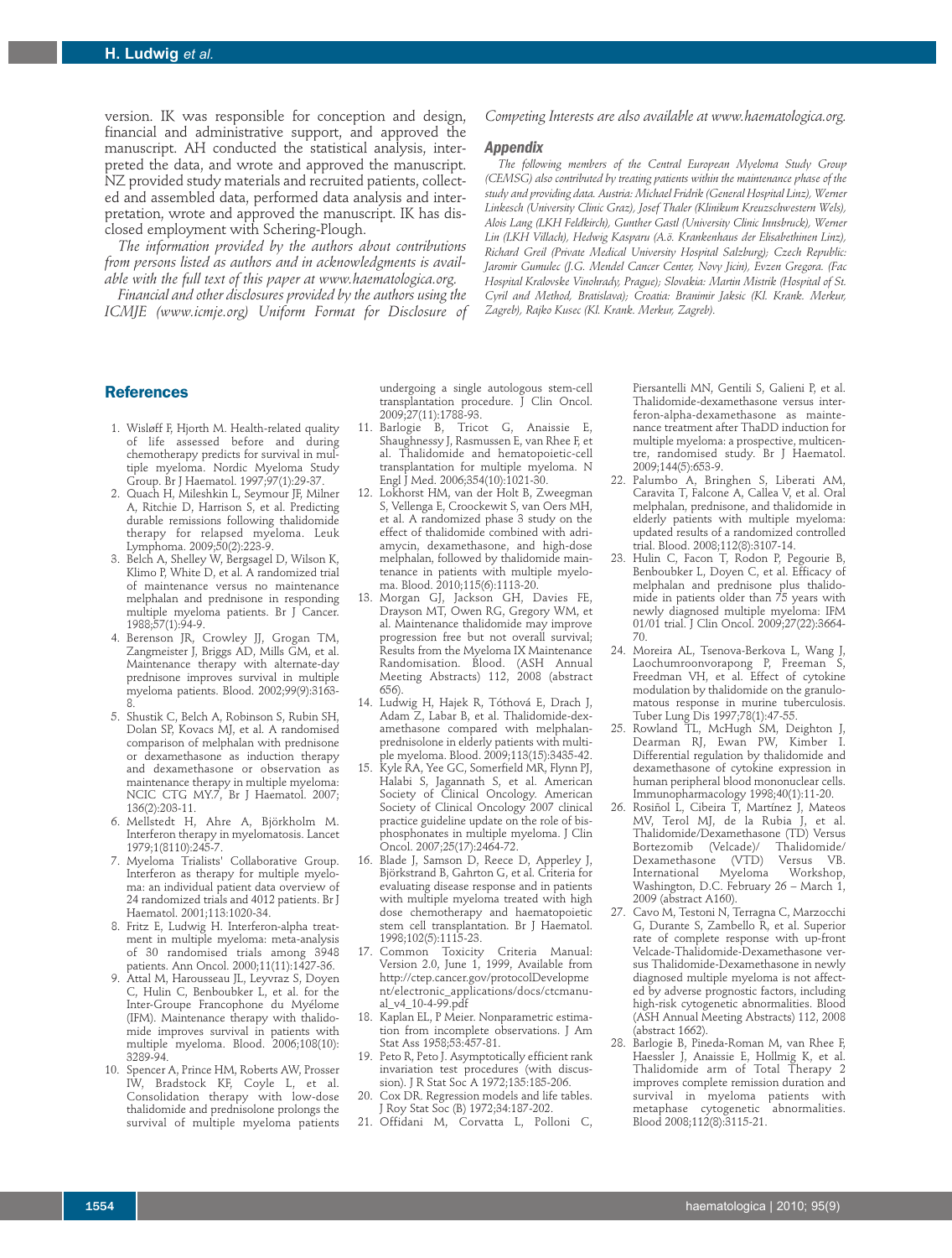version. IK was responsible for conception and design, financial and administrative support, and approved the manuscript. AH conducted the statistical analysis, interpreted the data, and wrote and approved the manuscript. NZ provided study materials and recruited patients, collected and assembled data, performed data analysis and interpretation, wrote and approved the manuscript. IK has disclosed employment with Schering-Plough.

*The information provided by the authors about contributions from persons listed as authors and in acknowledgments is available with the full text of this paper at www.haematologica.org.*

*Financial and other disclosures provided by the authors using the ICMJE (www.icmje.org) Uniform Format for Disclosure of Competing Interests are also available at www.haematologica.org.*

### Appendix

*The following members of the Central European Myeloma Study Group (CEMSG) also contributed by treating patients within the maintenance phase of the study and providing data. Austria: Michael Fridrik (General Hospital Linz), Werner Linkesch (University Clinic Graz), Josef Thaler (Klinikum Kreuzschwestern Wels), Alois Lang (LKH Feldkirch), Gunther Gastl (University Clinic Innsbruck), Werner Lin (LKH Villach), Hedwig Kasparu (A.ö. Krankenhaus der Elisabethinen Linz), Richard Greil (Private Medical University Hospital Salzburg); Czech Republic: Jaromir Gumulec (J.G. Mendel Cancer Center, Novy Jicin), Evzen Gregora. (Fac Hospital Kralovske Vinohrady, Prague); Slovakia: Martin Mistrik (Hospital of St. Cyril and Method, Bratislava); Croatia: Branimir Jaksic (Kl. Krank. Merkur, Zagreb), Rajko Kusec (Kl. Krank. Merkur, Zagreb).*

## References

1. Wisløff F, Hjorth M. Health-related quality of life assessed before and during chemotherapy predicts for survival in multiple myeloma. Nordic Myeloma Study Group. Br J Haematol. 1997;97(1):29-37.
2. Quach H, Mileshkin L, Seymour JF, Milner A, Ritchie D, Harrison S, et al. Predicting durable remissions following thalidomide therapy for relapsed myeloma. Leuk Lymphoma. 2009;50(2):223-9.
3. Belch A, Shelley W, Bergsagel D, Wilson K, Klimo P, White D, et al. A randomized trial of maintenance versus no maintenance melphalan and prednisone in responding multiple myeloma patients. Br J Cancer. 1988;57(1):94-9.
4. Berenson JR, Crowley JJ, Grogan TM, Zangmeister J, Briggs AD, Mills GM, et al. Maintenance therapy with alternate-day prednisone improves survival in multiple myeloma patients. Blood. 2002;99(9):3163-8.
5. Shustik C, Belch A, Robinson S, Rubin SH, Dolan SP, Kovacs MJ, et al. A randomised comparison of melphalan with prednisone or dexamethasone as induction therapy and dexamethasone or observation as maintenance therapy in multiple myeloma: NCIC CTG MY.7. Br J Haematol. 2007;136(2):203-11.
6. Mellstedt H, Ahre A, Björkholm M. Interferon therapy in myelomatosis. Lancet 1979;1(8110):245-7.
7. Myeloma Trialists' Collaborative Group. Interferon as therapy for multiple myeloma: an individual patient data overview of 24 randomized trials and 4012 patients. Br J Haematol. 2001;113:1020-34.
8. Fritz E, Ludwig H. Interferon-alpha treatment in multiple myeloma: meta-analysis of 30 randomised trials among 3948 patients. Ann Oncol. 2000;11(11):1427-36.
9. Attal M, Harousseau JL, Leyvraz S, Doyen C, Hulin C, Benboubker L, et al. for the Inter-Groupe Francophone du Myélome (IFM). Maintenance therapy with thalidomide improves survival in patients with multiple myeloma. Blood. 2006;108(10):3289-94.
10. Spencer A, Prince HM, Roberts AW, Prosser IW, Bradstock KF, Coyle L, et al. Consolidation therapy with low-dose thalidomide and prednisolone prolongs the survival of multiple myeloma patients undergoing a single autologous stem-cell transplantation procedure. J Clin Oncol. 2009;27(11):1788-93.
11. Barlogie B, Tricot G, Anaissie E, Shaughnessy J, Rasmussen E, van Rhee F, et al. Thalidomide and hematopoietic-cell transplantation for multiple myeloma. N Engl J Med. 2006;354(10):1021-30.
12. Lokhorst HM, van der Holt B, Zweegman S, Vellenga E, Croockewit S, van Oers MH, et al. A randomized phase 3 study on the effect of thalidomide combined with adriamycin, dexamethasone, and high-dose melphalan, followed by thalidomide maintenance in patients with multiple myeloma. Blood. 2010;115(6):1113-20.
13. Morgan GJ, Jackson GH, Davies FE, Drayson MT, Owen RG, Gregory WM, et al. Maintenance thalidomide may improve progression free but not overall survival; Results from the Myeloma IX Maintenance Randomisation. Blood. (ASH Annual Meeting Abstracts) 112, 2008 (abstract 656).
14. Ludwig H, Hajek R, Tóthová E, Drach J, Adam Z, Labar B, et al. Thalidomide-dexamethasone compared with melphalan-prednisolone in elderly patients with multiple myeloma. Blood. 2009;113(15):3435-42.
15. Kyle RA, Yee GC, Somerfield MR, Flynn PJ, Halabi S, Jagannath S, et al. American Society of Clinical Oncology. American Society of Clinical Oncology 2007 clinical practice guideline update on the role of bisphosphonates in multiple myeloma. J Clin Oncol. 2007;25(17):2464-72.
16. Blade J, Samson D, Reece D, Apperley J, Björkstrand B, Gahrton G, et al. Criteria for evaluating disease response and in patients with multiple myeloma treated with high dose chemotherapy and haematopoietic stem cell transplantation. Br J Haematol. 1998;102(5):1115-23.
17. Common Toxicity Criteria Manual: Version 2.0, June 1, 1999, Available from http://ctep.cancer.gov/protocolDevelopment/electronic_applications/docs/ctcmanual_v4_10-4-99.pdf
18. Kaplan EL, P Meier. Nonparametric estimation from incomplete observations. J Am Stat Ass 1958;53:457-81.
19. Peto R, Peto J. Asymptotically efficient rank invariation test procedures (with discussion). J R Stat Soc 1972;135:185-206.
20. Cox DR. Regression models and life tables. J Roy Stat Soc (B) 1972;34:187-202.
21. Offidani M, Corvatta L, Polloni C, Piersantelli MN, Gentili S, Galieni P, et al. Thalidomide-dexamethasone versus interferon-alpha-dexamethasone as maintenance treatment after ThaDD induction for multiple myeloma: a prospective, multicentre, randomised study. Br J Haematol. 2009;144(5):653-9.
22. Palumbo A, Bringhen S, Liberati AM, Caravita T, Falcone A, Callea V, et al. Oral melphalan, prednisone, and thalidomide in elderly patients with multiple myeloma: updated results of a randomized controlled trial. Blood. 2008;112(8):3107-14.
23. Hulin C, Facon T, Rodon P, Pegourie B, Benboubker L, Doyen C, et al. Efficacy of melphalan and prednisone plus thalidomide in patients older than 75 years with newly diagnosed multiple myeloma: IFM 01/01 trial. J Clin Oncol. 2009;27(22):3664-70.
24. Moreira AL, Tsenova-Berkova L, Wang J, Laochumroonvorapong P, Freeman S, Freedman VH, et al. Effect of cytokine modulation by thalidomide on the granulomatous response in murine tuberculosis. Tuber Lung Dis 1997;78(1):47-55.
25. Rowland TL, McHugh SM, Deighton J, Dearman RJ, Ewan PW, Kimber I. Differential regulation by thalidomide and dexamethasone of cytokine expression in human peripheral blood mononuclear cells. Immunopharmacology 1998;40(1):11-20.
26. Rosiñol L, Cibeira T, Martínez J, Mateos MV, Terol MJ, de la Rubia J, et al. Thalidomide/Dexamethasone (TD) Versus Bortezomib (Velcade)/ Thalidomide/ Dexamethasone (VTD) Versus VB. International Myeloma Workshop, Washington, D.C. February 26 – March 1, 2009 (abstract A160).
27. Cavo M, Testoni N, Terragna C, Marzocchi G, Durante S, Zambello R, et al. Superior rate of complete response with up-front Velcade-Thalidomide-Dexamethasone versus Thalidomide-Dexamethasone in newly diagnosed multiple myeloma is not affected by adverse prognostic factors, including high-risk cytogenetic abnormalities. Blood (ASH Annual Meeting Abstracts) 112, 2008 (abstract 1662).
28. Barlogie B, Pineda-Roman M, van Rhee F, Haessler J, Anaissie E, Hollmig K, et al. Thalidomide arm of Total Therapy 2 improves complete remission duration and survival in myeloma patients with metaphase cytogenetic abnormalities. Blood 2008;112(8):3115-21.